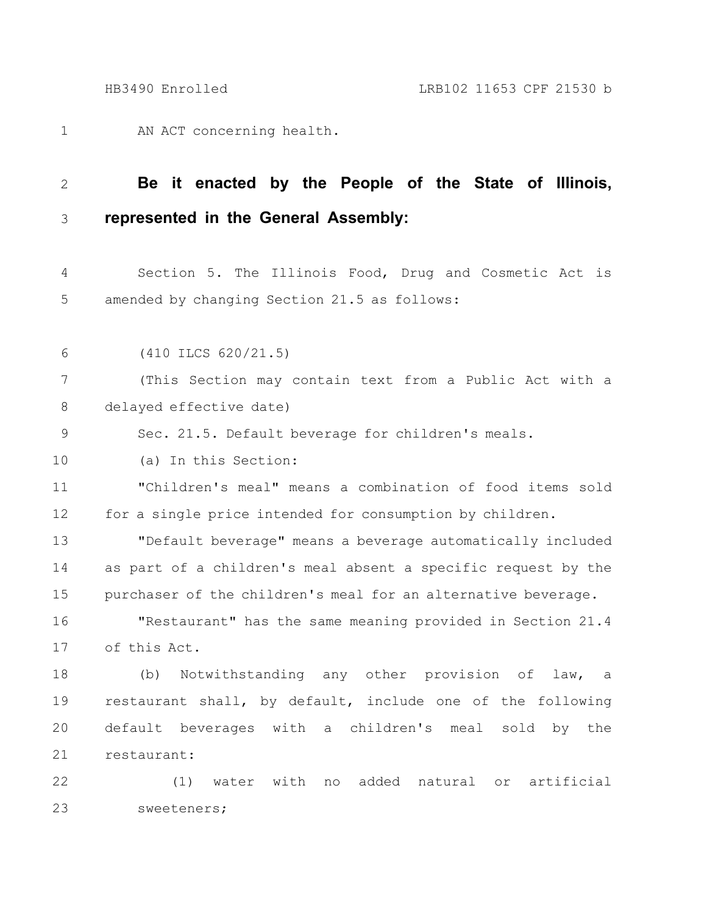AN ACT concerning health.

**Be it enacted by the People of the State of Illinois, represented in the General Assembly:**

Section 5. The Illinois Food, Drug and Cosmetic Act is amended by changing Section 21.5 as follows:

(410 ILCS 620/21.5)

(This Section may contain text from a Public Act with a delayed effective date)

Sec. 21.5. Default beverage for children's meals.

(a) In this Section:

"Children's meal" means a combination of food items sold for a single price intended for consumption by children.

"Default beverage" means a beverage automatically included as part of a children's meal absent a specific request by the purchaser of the children's meal for an alternative beverage.

"Restaurant" has the same meaning provided in Section 21.4 of this Act.

(b) Notwithstanding any other provision of law, a restaurant shall, by default, include one of the following default beverages with a children's meal sold by the restaurant:

(1) water with no added natural or artificial sweeteners;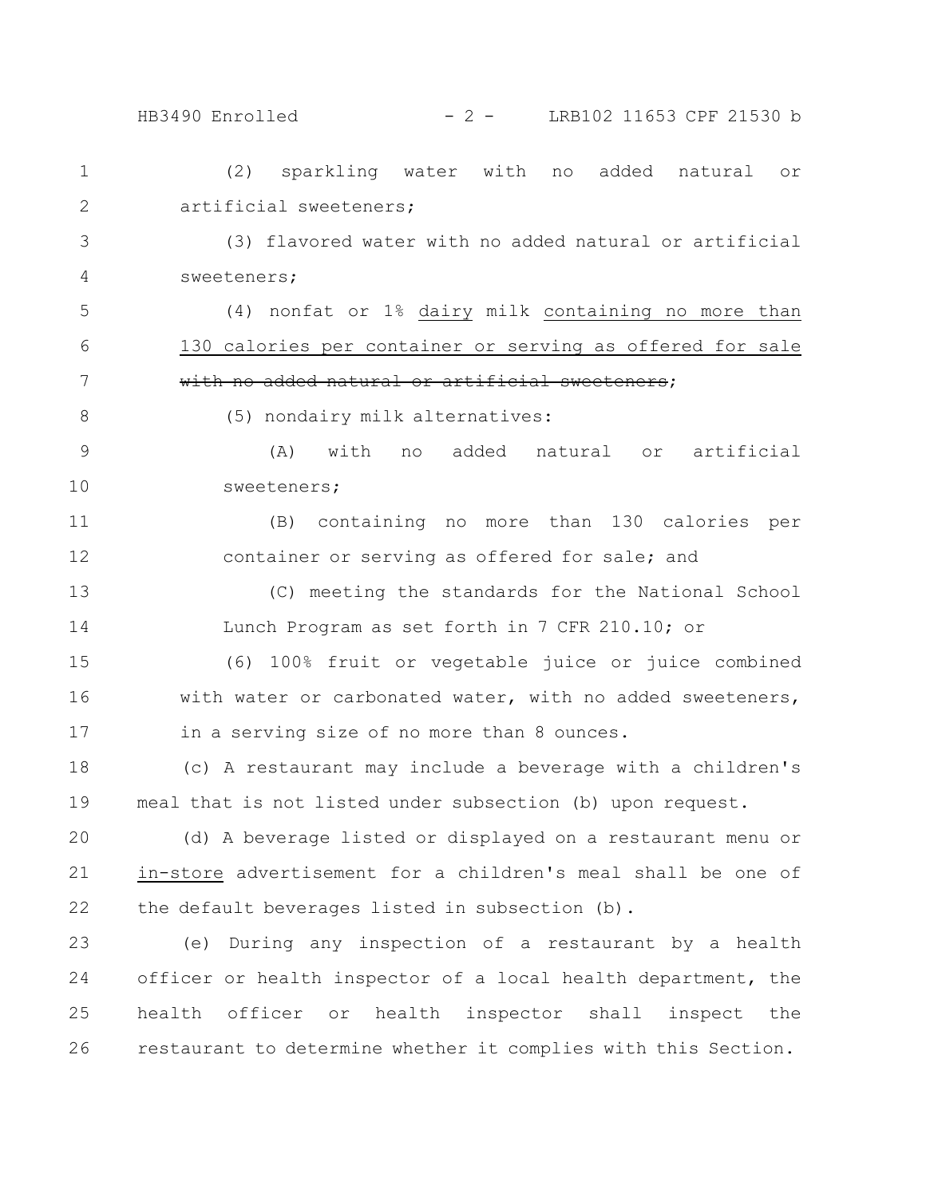(2) sparkling water with no added natural or artificial sweeteners;

(3) flavored water with no added natural or artificial sweeteners;

(4) nonfat or 1% <u>dairy</u> milk <u>containing no more than 130 calories per container or serving as offered for sale</u> ~~with no added natural or artificial sweeteners~~;

(5) nondairy milk alternatives:

(A) with no added natural or artificial sweeteners;

(B) containing no more than 130 calories per container or serving as offered for sale; and

(C) meeting the standards for the National School Lunch Program as set forth in 7 CFR 210.10; or

(6) 100% fruit or vegetable juice or juice combined with water or carbonated water, with no added sweeteners, in a serving size of no more than 8 ounces.

(c) A restaurant may include a beverage with a children's meal that is not listed under subsection (b) upon request.

(d) A beverage listed or displayed on a restaurant menu or <u>in-store</u> advertisement for a children's meal shall be one of the default beverages listed in subsection (b).

(e) During any inspection of a restaurant by a health officer or health inspector of a local health department, the health officer or health inspector shall inspect the restaurant to determine whether it complies with this Section.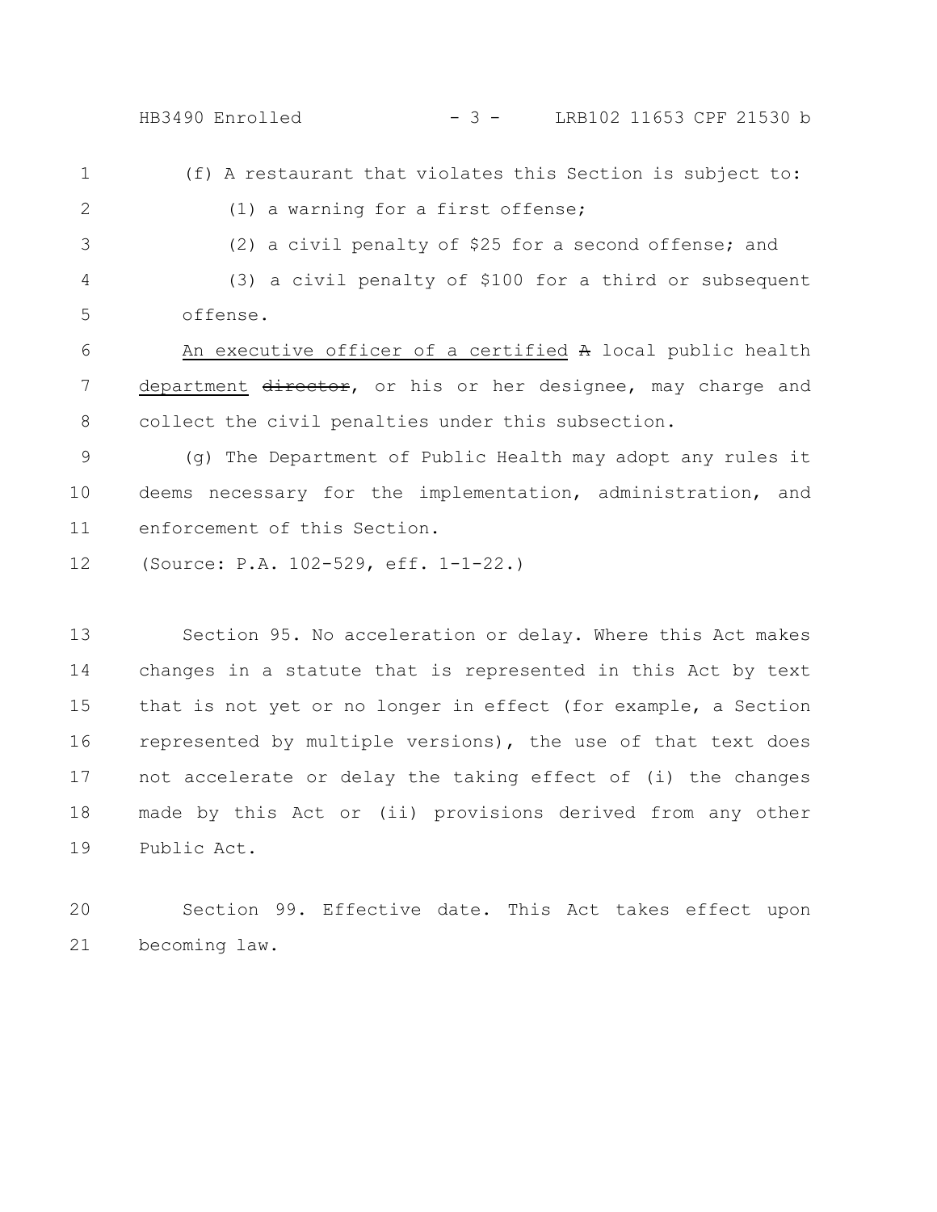(f) A restaurant that violates this Section is subject to:

(1) a warning for a first offense;

(2) a civil penalty of $25 for a second offense; and

(3) a civil penalty of $100 for a third or subsequent offense.

<u>An executive officer of a certified</u> ~~A~~ local public health <u>department</u> ~~director~~, or his or her designee, may charge and collect the civil penalties under this subsection.

(g) The Department of Public Health may adopt any rules it deems necessary for the implementation, administration, and enforcement of this Section.

(Source: P.A. 102-529, eff. 1-1-22.)

Section 95. No acceleration or delay. Where this Act makes changes in a statute that is represented in this Act by text that is not yet or no longer in effect (for example, a Section represented by multiple versions), the use of that text does not accelerate or delay the taking effect of (i) the changes made by this Act or (ii) provisions derived from any other Public Act.

Section 99. Effective date. This Act takes effect upon becoming law.